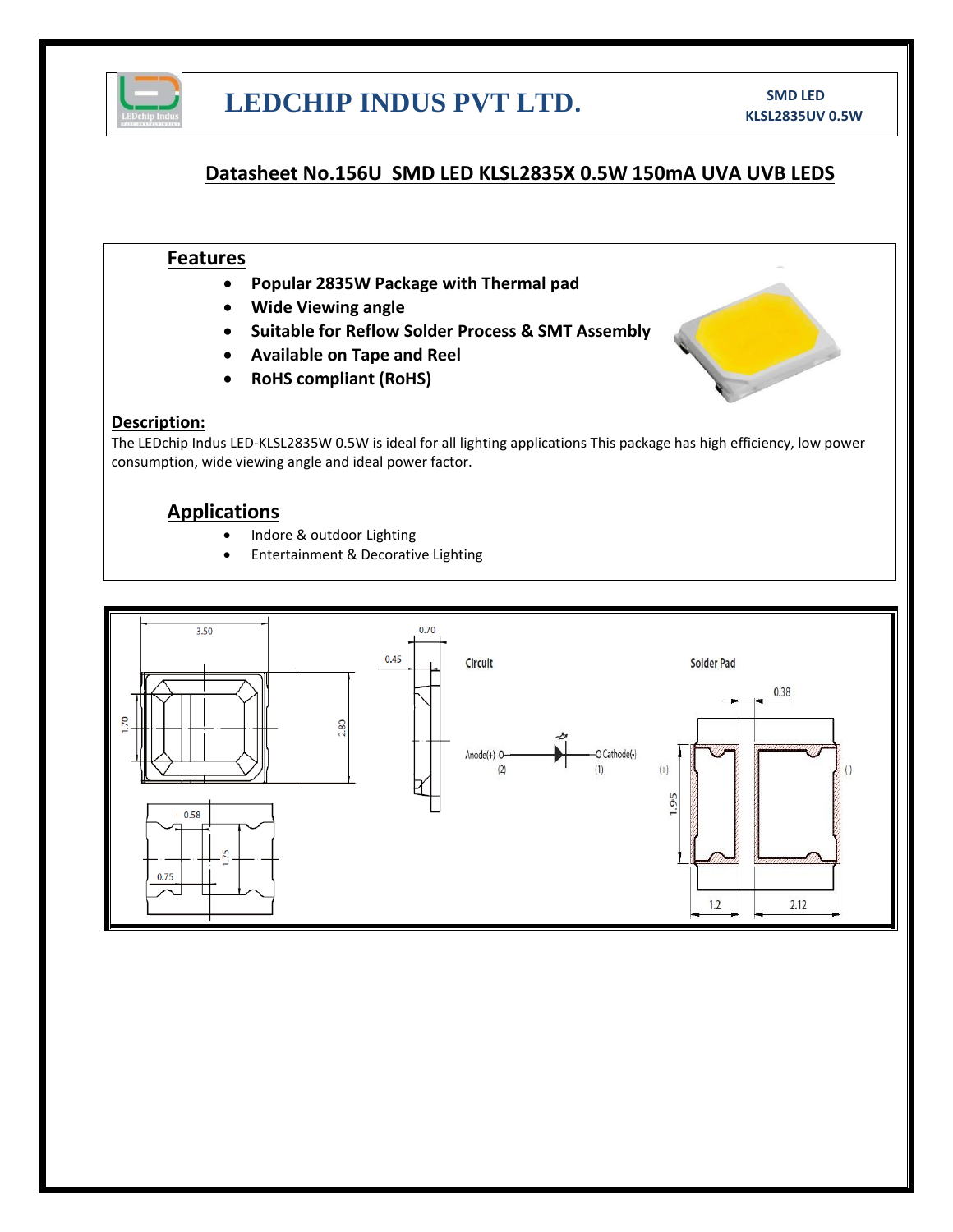LEDCHIP INDUS PVT LTD.

SMD LED
KLSL2835UV 0.5W

# Datasheet No.156U SMD LED KLSL2835X 0.5W 150mA UVA UVB LEDS

## Features

- **Popular 2835W Package with Thermal pad**
- **Wide Viewing angle**
- **Suitable for Reflow Solder Process & SMT Assembly**
- **Available on Tape and Reel**
- **RoHS compliant (RoHS)**

## Description:

The LEDchip Indus LED-KLSL2835W 0.5W is ideal for all lighting applications This package has high efficiency, low power consumption, wide viewing angle and ideal power factor.

## Applications

- Indore & outdoor Lighting
- Entertainment & Decorative Lighting

3.50
0.70
0.45
1.70
2.80
0.58
1.75
0.75

Circuit

Anode(+) (2) Cathode(-) (1)

Solder Pad

0.38
(+)
(-)
1.95
1.2
2.12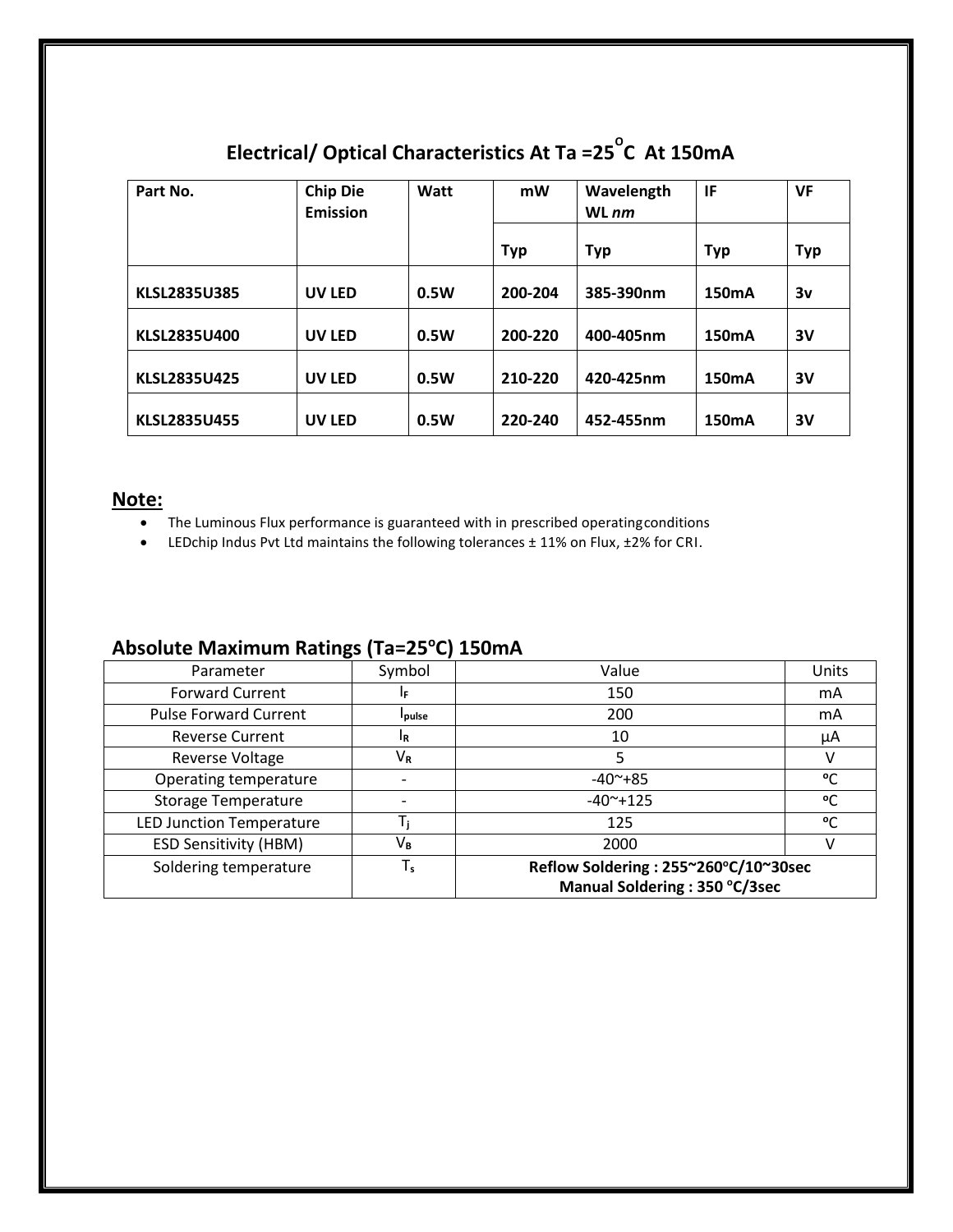## Electrical/ Optical Characteristics At Ta =25°C At 150mA

| Part No. | Chip Die Emission | Watt | mW | Wavelength WL *nm* | IF | VF |
|---|---|---|---|---|---|---|
| | | | Typ | Typ | Typ | Typ |
| KLSL2835U385 | UV LED | 0.5W | 200-204 | 385-390nm | 150mA | 3v |
| KLSL2835U400 | UV LED | 0.5W | 200-220 | 400-405nm | 150mA | 3V |
| KLSL2835U425 | UV LED | 0.5W | 210-220 | 420-425nm | 150mA | 3V |
| KLSL2835U455 | UV LED | 0.5W | 220-240 | 452-455nm | 150mA | 3V |

**Note:**

- The Luminous Flux performance is guaranteed with in prescribed operatingconditions
- LEDchip Indus Pvt Ltd maintains the following tolerances ± 11% on Flux, ±2% for CRI.

## Absolute Maximum Ratings (Ta=25°C) 150mA

| Parameter | Symbol | Value | Units |
|---|---|---|---|
| Forward Current | $I_F$ | 150 | mA |
| Pulse Forward Current | $I_{pulse}$ | 200 | mA |
| Reverse Current | $I_R$ | 10 | µA |
| Reverse Voltage | $V_R$ | 5 | V |
| Operating temperature | - | -40~+85 | ºC |
| Storage Temperature | - | -40~+125 | ºC |
| LED Junction Temperature | $T_j$ | 125 | ºC |
| ESD Sensitivity (HBM) | $V_B$ | 2000 | V |
| Soldering temperature | $T_s$ | **Reflow Soldering : 255~260°C/10~30sec**<br>**Manual Soldering : 350 °C/3sec** | |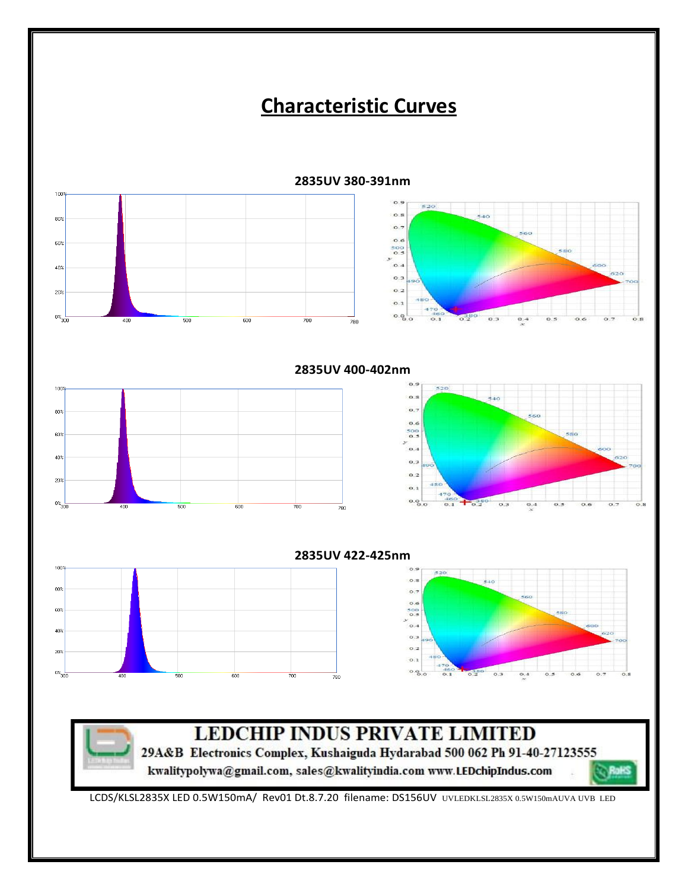# Characteristic Curves

**2835UV 380-391nm**

100%
80%
60%
40%
20%
0%
300
400
500
600
700
780

0.9
0.8
0.7
0.6
0.5
0.4
0.3
0.2
0.1
0.0
0.0
0.1
0.2
0.3
0.4
0.5
0.6
0.7
0.8
520
540
560
580
600
620
700
500
490
480
470
460
380
y
x

**2835UV 400-402nm**

100%
80%
60%
40%
20%
0%
300
400
500
600
700
780

0.9
0.8
0.7
0.6
0.5
0.4
0.3
0.2
0.1
0.0
0.0
0.1
0.2
0.3
0.4
0.5
0.6
0.7
0.8
520
540
560
580
600
620
700
500
490
480
470
460
380
y
x

**2835UV 422-425nm**

100%
80%
60%
40%
20%
0%
300
400
500
600
700
780

0.9
0.8
0.7
0.6
0.5
0.4
0.3
0.2
0.1
0.0
0.0
0.1
0.2
0.3
0.4
0.5
0.6
0.7
0.8
520
540
560
580
600
620
700
500
490
480
470
460
380
y
x

**LEDCHIP INDUS PRIVATE LIMITED**

29A&B Electronics Complex, Kushaiguda Hydarabad 500 062 Ph 91-40-27123555

kwalitypolywa@gmail.com, sales@kwalityindia.com www.LEDchipIndus.com

RoHS

LCDS/KLSL2835X LED 0.5W150mA/ Rev01 Dt.8.7.20 filename: DS156UV UVLEDKLSL2835X 0.5W150mAUVA UVB LED